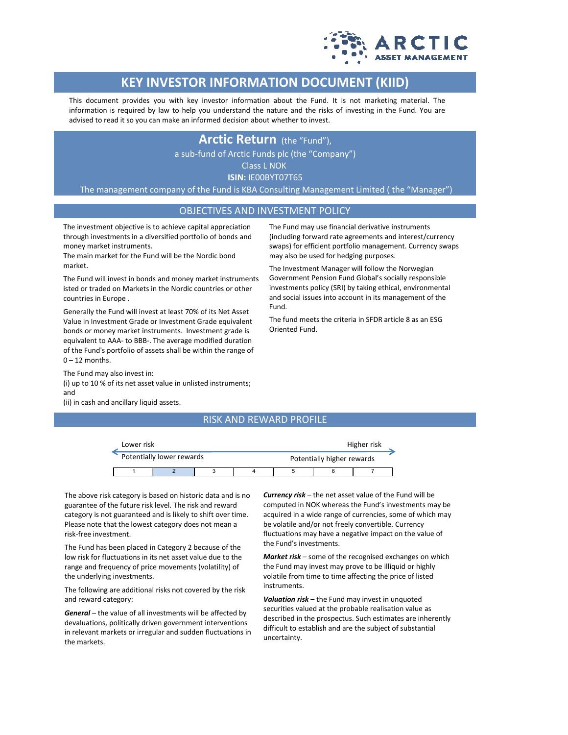# KEY INVESTOR INFORMATION DOCUMENT (KIID)

This document provides you with key investor information about the Fund. It is not marketing material. The information is required by law to help you understand the nature and the risks of investing in the Fund. You are advised to read it so you can make an informed decision about whether to invest.

## Arctic Return (the "Fund"),

a sub-fund of Arctic Funds plc (the "Company")

Class L NOK

**ISIN:** IE00BYT07T65

The management company of the Fund is KBA Consulting Management Limited ( the "Manager")

## OBJECTIVES AND INVESTMENT POLICY

The investment objective is to achieve capital appreciation through investments in a diversified portfolio of bonds and money market instruments.
The main market for the Fund will be the Nordic bond market.

The Fund will invest in bonds and money market instruments isted or traded on Markets in the Nordic countries or other countries in Europe .

Generally the Fund will invest at least 70% of its Net Asset Value in Investment Grade or Investment Grade equivalent bonds or money market instruments. Investment grade is equivalent to AAA- to BBB-. The average modified duration of the Fund's portfolio of assets shall be within the range of 0 – 12 months.

The Fund may also invest in:
(i) up to 10 % of its net asset value in unlisted instruments; and
(ii) in cash and ancillary liquid assets.

The Fund may use financial derivative instruments (including forward rate agreements and interest/currency swaps) for efficient portfolio management. Currency swaps may also be used for hedging purposes.

The Investment Manager will follow the Norwegian Government Pension Fund Global's socially responsible investments policy (SRI) by taking ethical, environmental and social issues into account in its management of the Fund.

The fund meets the criteria in SFDR article 8 as an ESG Oriented Fund.

## RISK AND REWARD PROFILE

| Lower risk | | | | | | Higher risk |
|---|---|---|---|---|---|---|
| Potentially lower rewards | | | | | | Potentially higher rewards |
| 1 | **2** | 3 | 4 | 5 | 6 | 7 |

The above risk category is based on historic data and is no guarantee of the future risk level. The risk and reward category is not guaranteed and is likely to shift over time. Please note that the lowest category does not mean a risk-free investment.

The Fund has been placed in Category 2 because of the low risk for fluctuations in its net asset value due to the range and frequency of price movements (volatility) of the underlying investments.

The following are additional risks not covered by the risk and reward category:

***General*** – the value of all investments will be affected by devaluations, politically driven government interventions in relevant markets or irregular and sudden fluctuations in the markets.

***Currency risk*** – the net asset value of the Fund will be computed in NOK whereas the Fund's investments may be acquired in a wide range of currencies, some of which may be volatile and/or not freely convertible. Currency fluctuations may have a negative impact on the value of the Fund's investments.

***Market risk*** – some of the recognised exchanges on which the Fund may invest may prove to be illiquid or highly volatile from time to time affecting the price of listed instruments.

***Valuation risk*** – the Fund may invest in unquoted securities valued at the probable realisation value as described in the prospectus. Such estimates are inherently difficult to establish and are the subject of substantial uncertainty.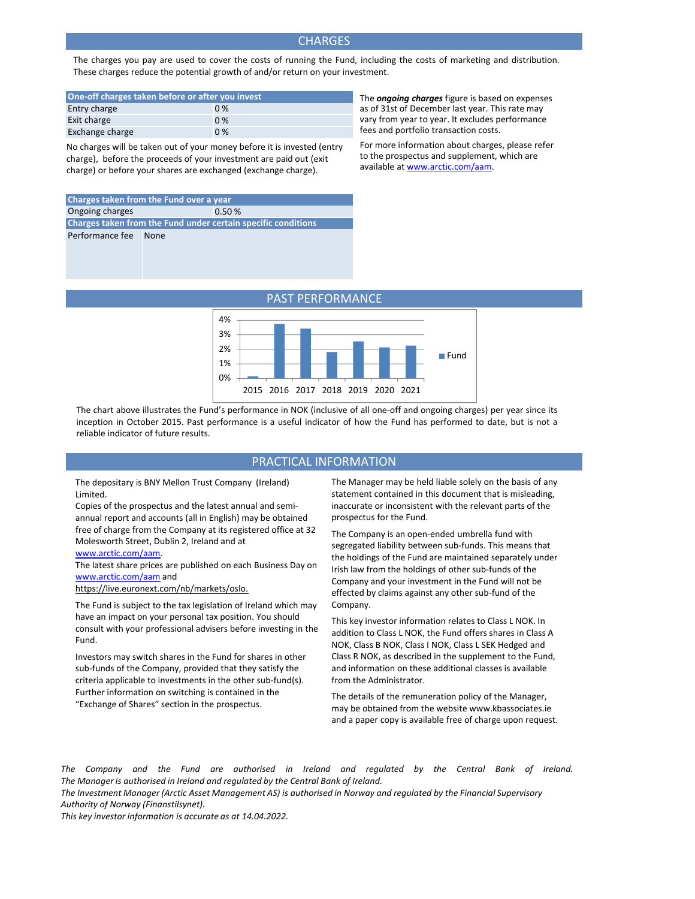## CHARGES

The charges you pay are used to cover the costs of running the Fund, including the costs of marketing and distribution. These charges reduce the potential growth of and/or return on your investment.

| One-off charges taken before or after you invest | |
|---|---|
| Entry charge | 0 % |
| Exit charge | 0 % |
| Exchange charge | 0 % |

No charges will be taken out of your money before it is invested (entry charge), before the proceeds of your investment are paid out (exit charge) or before your shares are exchanged (exchange charge).

| Charges taken from the Fund over a year | |
|---|---|
| Ongoing charges | 0.50 % |
| **Charges taken from the Fund under certain specific conditions** | |
| Performance fee | None |

The ***ongoing charges*** figure is based on expenses as of 31st of December last year. This rate may vary from year to year. It excludes performance fees and portfolio transaction costs.

For more information about charges, please refer to the prospectus and supplement, which are available at www.arctic.com/aam.

## PAST PERFORMANCE

4%
3%
2%
1%
0%
2015 2016 2017 2018 2019 2020 2021
Fund

The chart above illustrates the Fund's performance in NOK (inclusive of all one-off and ongoing charges) per year since its inception in October 2015. Past performance is a useful indicator of how the Fund has performed to date, but is not a reliable indicator of future results.

## PRACTICAL INFORMATION

The depositary is BNY Mellon Trust Company (Ireland) Limited.

Copies of the prospectus and the latest annual and semi-annual report and accounts (all in English) may be obtained free of charge from the Company at its registered office at 32 Molesworth Street, Dublin 2, Ireland and at www.arctic.com/aam.

The latest share prices are published on each Business Day on www.arctic.com/aam and https://live.euronext.com/nb/markets/oslo.

The Fund is subject to the tax legislation of Ireland which may have an impact on your personal tax position. You should consult with your professional advisers before investing in the Fund.

Investors may switch shares in the Fund for shares in other sub-funds of the Company, provided that they satisfy the criteria applicable to investments in the other sub-fund(s). Further information on switching is contained in the "Exchange of Shares" section in the prospectus.

The Manager may be held liable solely on the basis of any statement contained in this document that is misleading, inaccurate or inconsistent with the relevant parts of the prospectus for the Fund.

The Company is an open-ended umbrella fund with segregated liability between sub-funds. This means that the holdings of the Fund are maintained separately under Irish law from the holdings of other sub-funds of the Company and your investment in the Fund will not be effected by claims against any other sub-fund of the Company.

This key investor information relates to Class L NOK. In addition to Class L NOK, the Fund offers shares in Class A NOK, Class B NOK, Class I NOK, Class L SEK Hedged and Class R NOK, as described in the supplement to the Fund, and information on these additional classes is available from the Administrator.

The details of the remuneration policy of the Manager, may be obtained from the website www.kbassociates.ie and a paper copy is available free of charge upon request.

*The Company and the Fund are authorised in Ireland and regulated by the Central Bank of Ireland.*
*The Manager is authorised in Ireland and regulated by the Central Bank of Ireland.*
*The Investment Manager (Arctic Asset Management AS) is authorised in Norway and regulated by the Financial Supervisory Authority of Norway (Finanstilsynet).*
*This key investor information is accurate as at 14.04.2022.*